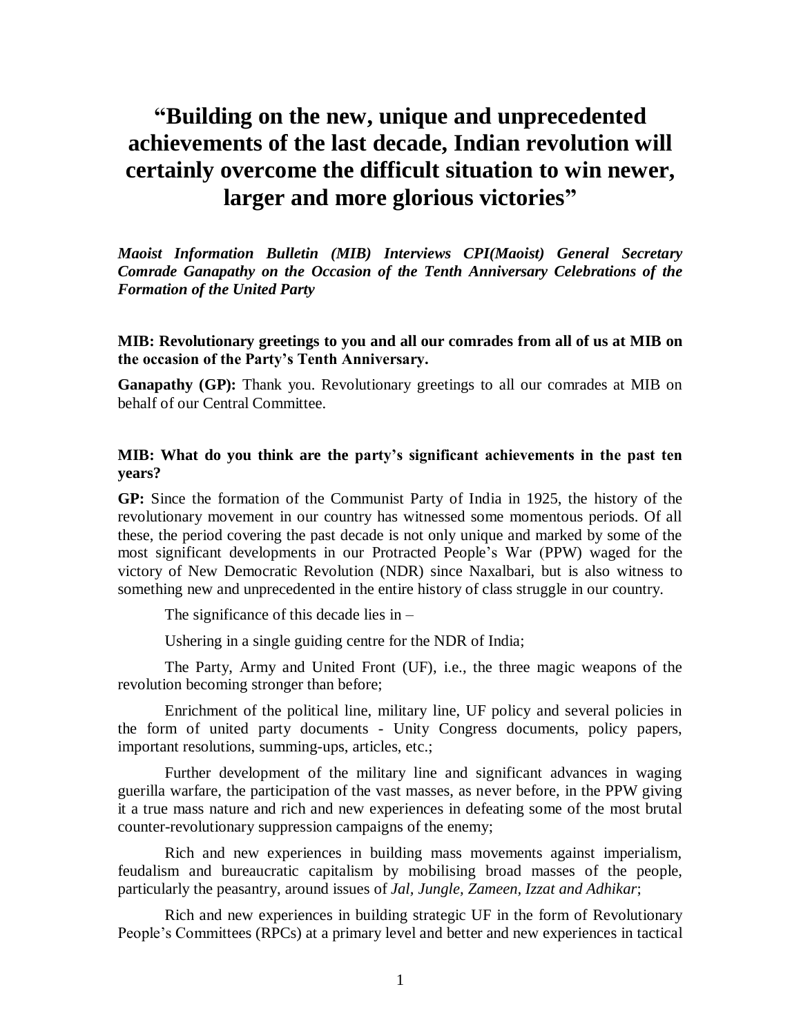# "Building on the new, unique and unprecedented achievements of the last decade, Indian revolution will certainly overcome the difficult situation to win newer, larger and more glorious victories"

***Maoist Information Bulletin (MIB) Interviews CPI(Maoist) General Secretary Comrade Ganapathy on the Occasion of the Tenth Anniversary Celebrations of the Formation of the United Party***

**MIB: Revolutionary greetings to you and all our comrades from all of us at MIB on the occasion of the Party's Tenth Anniversary.**

**Ganapathy (GP):** Thank you. Revolutionary greetings to all our comrades at MIB on behalf of our Central Committee.

**MIB: What do you think are the party's significant achievements in the past ten years?**

**GP:** Since the formation of the Communist Party of India in 1925, the history of the revolutionary movement in our country has witnessed some momentous periods. Of all these, the period covering the past decade is not only unique and marked by some of the most significant developments in our Protracted People's War (PPW) waged for the victory of New Democratic Revolution (NDR) since Naxalbari, but is also witness to something new and unprecedented in the entire history of class struggle in our country.

The significance of this decade lies in –

Ushering in a single guiding centre for the NDR of India;

The Party, Army and United Front (UF), i.e., the three magic weapons of the revolution becoming stronger than before;

Enrichment of the political line, military line, UF policy and several policies in the form of united party documents - Unity Congress documents, policy papers, important resolutions, summing-ups, articles, etc.;

Further development of the military line and significant advances in waging guerilla warfare, the participation of the vast masses, as never before, in the PPW giving it a true mass nature and rich and new experiences in defeating some of the most brutal counter-revolutionary suppression campaigns of the enemy;

Rich and new experiences in building mass movements against imperialism, feudalism and bureaucratic capitalism by mobilising broad masses of the people, particularly the peasantry, around issues of *Jal, Jungle, Zameen, Izzat and Adhikar*;

Rich and new experiences in building strategic UF in the form of Revolutionary People's Committees (RPCs) at a primary level and better and new experiences in tactical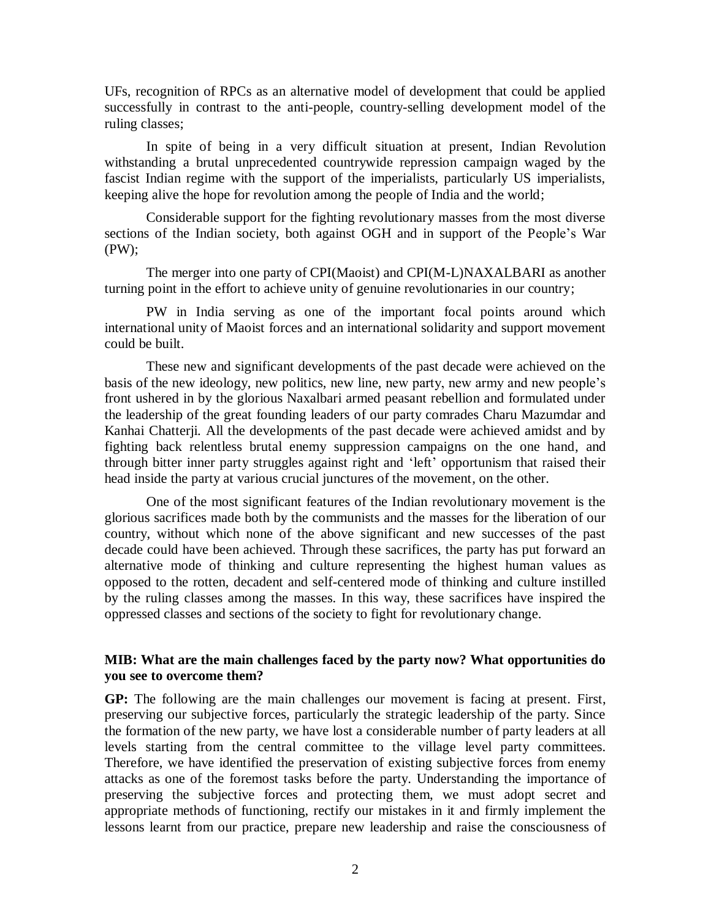UFs, recognition of RPCs as an alternative model of development that could be applied successfully in contrast to the anti-people, country-selling development model of the ruling classes;

In spite of being in a very difficult situation at present, Indian Revolution withstanding a brutal unprecedented countrywide repression campaign waged by the fascist Indian regime with the support of the imperialists, particularly US imperialists, keeping alive the hope for revolution among the people of India and the world;

Considerable support for the fighting revolutionary masses from the most diverse sections of the Indian society, both against OGH and in support of the People's War (PW);

The merger into one party of CPI(Maoist) and CPI(M-L)NAXALBARI as another turning point in the effort to achieve unity of genuine revolutionaries in our country;

PW in India serving as one of the important focal points around which international unity of Maoist forces and an international solidarity and support movement could be built.

These new and significant developments of the past decade were achieved on the basis of the new ideology, new politics, new line, new party, new army and new people's front ushered in by the glorious Naxalbari armed peasant rebellion and formulated under the leadership of the great founding leaders of our party comrades Charu Mazumdar and Kanhai Chatterji. All the developments of the past decade were achieved amidst and by fighting back relentless brutal enemy suppression campaigns on the one hand, and through bitter inner party struggles against right and 'left' opportunism that raised their head inside the party at various crucial junctures of the movement, on the other.

One of the most significant features of the Indian revolutionary movement is the glorious sacrifices made both by the communists and the masses for the liberation of our country, without which none of the above significant and new successes of the past decade could have been achieved. Through these sacrifices, the party has put forward an alternative mode of thinking and culture representing the highest human values as opposed to the rotten, decadent and self-centered mode of thinking and culture instilled by the ruling classes among the masses. In this way, these sacrifices have inspired the oppressed classes and sections of the society to fight for revolutionary change.

**MIB: What are the main challenges faced by the party now? What opportunities do you see to overcome them?**

**GP:** The following are the main challenges our movement is facing at present. First, preserving our subjective forces, particularly the strategic leadership of the party. Since the formation of the new party, we have lost a considerable number of party leaders at all levels starting from the central committee to the village level party committees. Therefore, we have identified the preservation of existing subjective forces from enemy attacks as one of the foremost tasks before the party. Understanding the importance of preserving the subjective forces and protecting them, we must adopt secret and appropriate methods of functioning, rectify our mistakes in it and firmly implement the lessons learnt from our practice, prepare new leadership and raise the consciousness of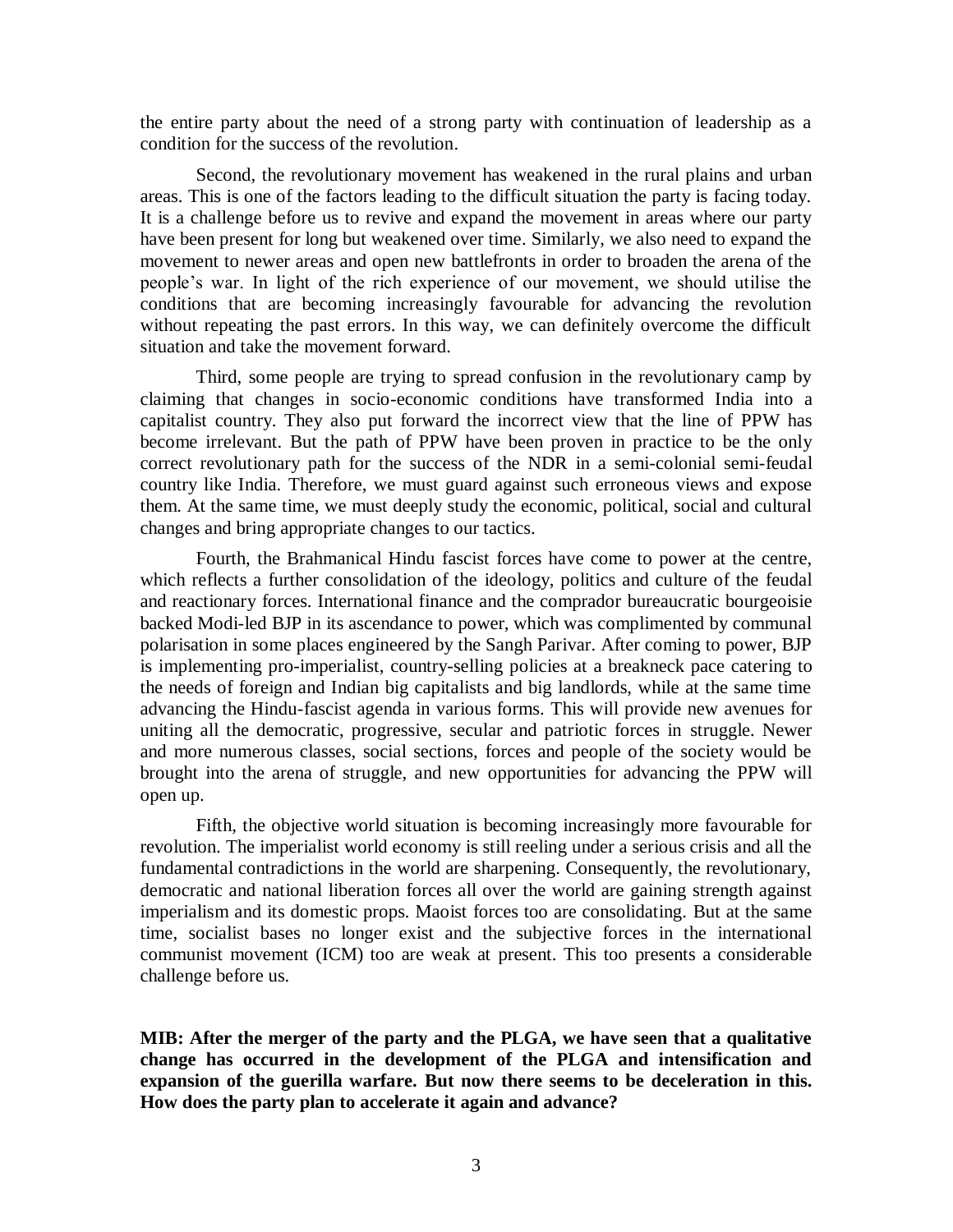the entire party about the need of a strong party with continuation of leadership as a condition for the success of the revolution.

Second, the revolutionary movement has weakened in the rural plains and urban areas. This is one of the factors leading to the difficult situation the party is facing today. It is a challenge before us to revive and expand the movement in areas where our party have been present for long but weakened over time. Similarly, we also need to expand the movement to newer areas and open new battlefronts in order to broaden the arena of the people's war. In light of the rich experience of our movement, we should utilise the conditions that are becoming increasingly favourable for advancing the revolution without repeating the past errors. In this way, we can definitely overcome the difficult situation and take the movement forward.

Third, some people are trying to spread confusion in the revolutionary camp by claiming that changes in socio-economic conditions have transformed India into a capitalist country. They also put forward the incorrect view that the line of PPW has become irrelevant. But the path of PPW have been proven in practice to be the only correct revolutionary path for the success of the NDR in a semi-colonial semi-feudal country like India. Therefore, we must guard against such erroneous views and expose them. At the same time, we must deeply study the economic, political, social and cultural changes and bring appropriate changes to our tactics.

Fourth, the Brahmanical Hindu fascist forces have come to power at the centre, which reflects a further consolidation of the ideology, politics and culture of the feudal and reactionary forces. International finance and the comprador bureaucratic bourgeoisie backed Modi-led BJP in its ascendance to power, which was complimented by communal polarisation in some places engineered by the Sangh Parivar. After coming to power, BJP is implementing pro-imperialist, country-selling policies at a breakneck pace catering to the needs of foreign and Indian big capitalists and big landlords, while at the same time advancing the Hindu-fascist agenda in various forms. This will provide new avenues for uniting all the democratic, progressive, secular and patriotic forces in struggle. Newer and more numerous classes, social sections, forces and people of the society would be brought into the arena of struggle, and new opportunities for advancing the PPW will open up.

Fifth, the objective world situation is becoming increasingly more favourable for revolution. The imperialist world economy is still reeling under a serious crisis and all the fundamental contradictions in the world are sharpening. Consequently, the revolutionary, democratic and national liberation forces all over the world are gaining strength against imperialism and its domestic props. Maoist forces too are consolidating. But at the same time, socialist bases no longer exist and the subjective forces in the international communist movement (ICM) too are weak at present. This too presents a considerable challenge before us.

**MIB: After the merger of the party and the PLGA, we have seen that a qualitative change has occurred in the development of the PLGA and intensification and expansion of the guerilla warfare. But now there seems to be deceleration in this. How does the party plan to accelerate it again and advance?**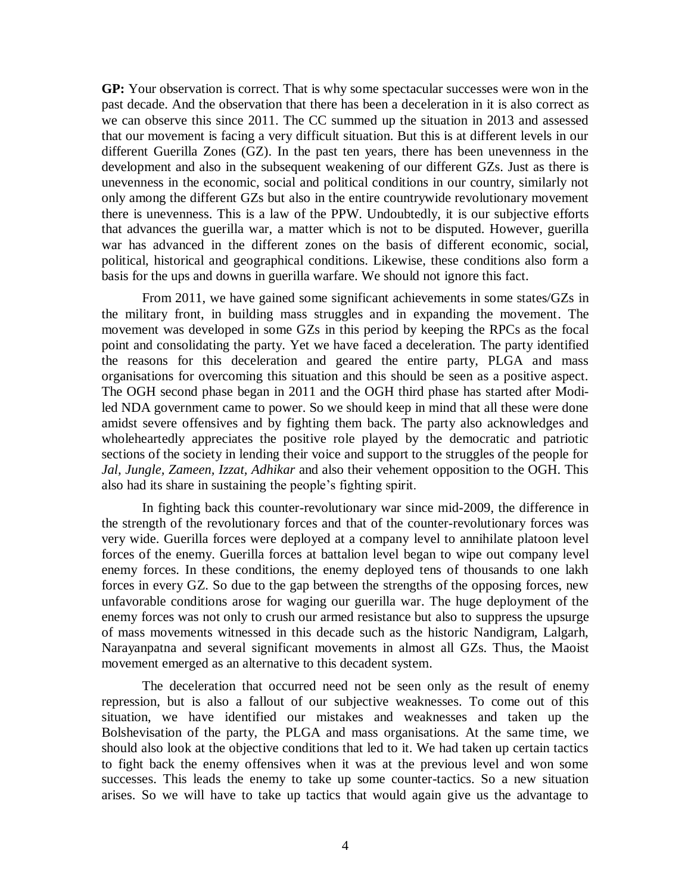**GP:** Your observation is correct. That is why some spectacular successes were won in the past decade. And the observation that there has been a deceleration in it is also correct as we can observe this since 2011. The CC summed up the situation in 2013 and assessed that our movement is facing a very difficult situation. But this is at different levels in our different Guerilla Zones (GZ). In the past ten years, there has been unevenness in the development and also in the subsequent weakening of our different GZs. Just as there is unevenness in the economic, social and political conditions in our country, similarly not only among the different GZs but also in the entire countrywide revolutionary movement there is unevenness. This is a law of the PPW. Undoubtedly, it is our subjective efforts that advances the guerilla war, a matter which is not to be disputed. However, guerilla war has advanced in the different zones on the basis of different economic, social, political, historical and geographical conditions. Likewise, these conditions also form a basis for the ups and downs in guerilla warfare. We should not ignore this fact.

From 2011, we have gained some significant achievements in some states/GZs in the military front, in building mass struggles and in expanding the movement. The movement was developed in some GZs in this period by keeping the RPCs as the focal point and consolidating the party. Yet we have faced a deceleration. The party identified the reasons for this deceleration and geared the entire party, PLGA and mass organisations for overcoming this situation and this should be seen as a positive aspect. The OGH second phase began in 2011 and the OGH third phase has started after Modi-led NDA government came to power. So we should keep in mind that all these were done amidst severe offensives and by fighting them back. The party also acknowledges and wholeheartedly appreciates the positive role played by the democratic and patriotic sections of the society in lending their voice and support to the struggles of the people for *Jal, Jungle, Zameen, Izzat, Adhikar* and also their vehement opposition to the OGH. This also had its share in sustaining the people's fighting spirit.

In fighting back this counter-revolutionary war since mid-2009, the difference in the strength of the revolutionary forces and that of the counter-revolutionary forces was very wide. Guerilla forces were deployed at a company level to annihilate platoon level forces of the enemy. Guerilla forces at battalion level began to wipe out company level enemy forces. In these conditions, the enemy deployed tens of thousands to one lakh forces in every GZ. So due to the gap between the strengths of the opposing forces, new unfavorable conditions arose for waging our guerilla war. The huge deployment of the enemy forces was not only to crush our armed resistance but also to suppress the upsurge of mass movements witnessed in this decade such as the historic Nandigram, Lalgarh, Narayanpatna and several significant movements in almost all GZs. Thus, the Maoist movement emerged as an alternative to this decadent system.

The deceleration that occurred need not be seen only as the result of enemy repression, but is also a fallout of our subjective weaknesses. To come out of this situation, we have identified our mistakes and weaknesses and taken up the Bolshevisation of the party, the PLGA and mass organisations. At the same time, we should also look at the objective conditions that led to it. We had taken up certain tactics to fight back the enemy offensives when it was at the previous level and won some successes. This leads the enemy to take up some counter-tactics. So a new situation arises. So we will have to take up tactics that would again give us the advantage to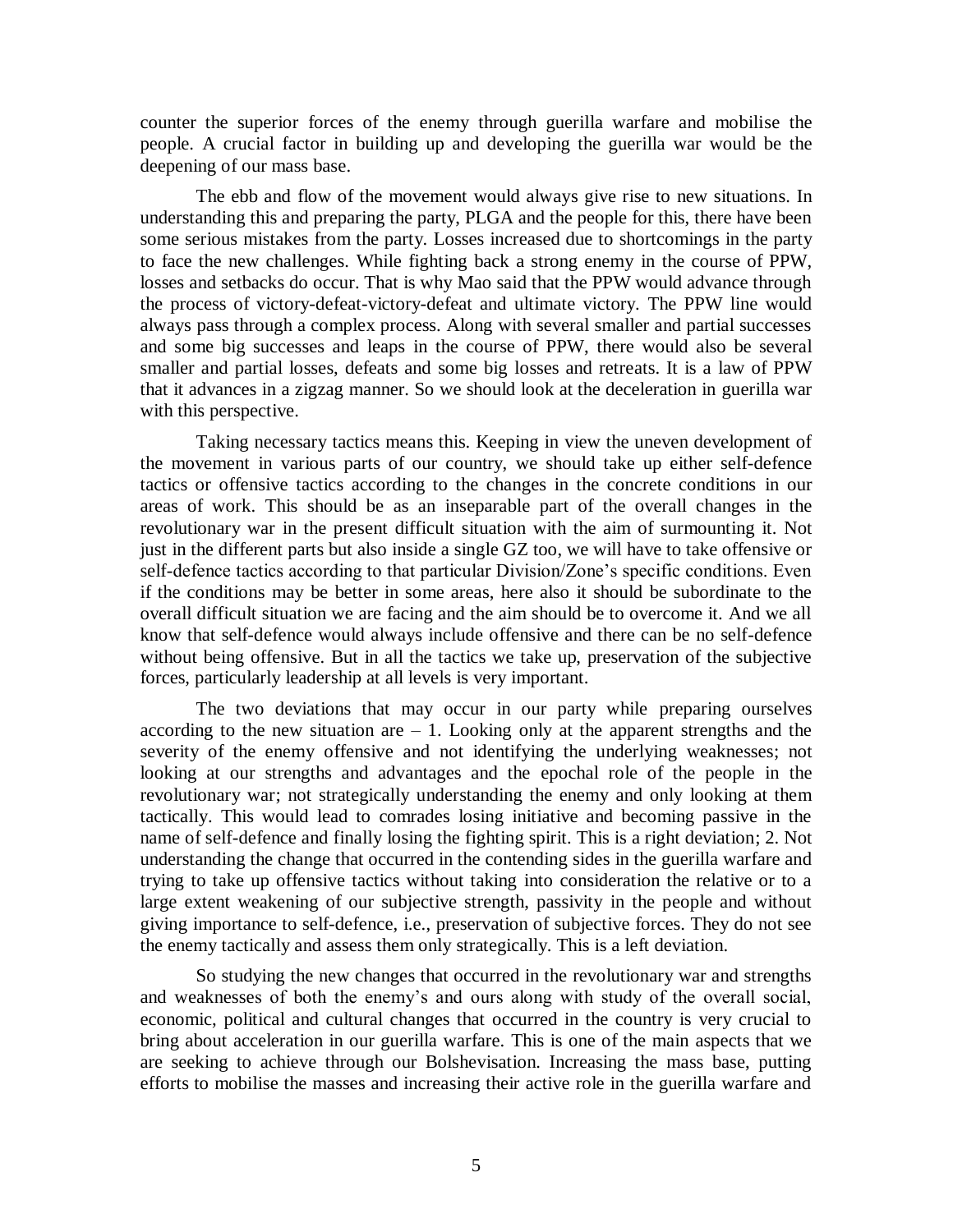counter the superior forces of the enemy through guerilla warfare and mobilise the people. A crucial factor in building up and developing the guerilla war would be the deepening of our mass base.

The ebb and flow of the movement would always give rise to new situations. In understanding this and preparing the party, PLGA and the people for this, there have been some serious mistakes from the party. Losses increased due to shortcomings in the party to face the new challenges. While fighting back a strong enemy in the course of PPW, losses and setbacks do occur. That is why Mao said that the PPW would advance through the process of victory-defeat-victory-defeat and ultimate victory. The PPW line would always pass through a complex process. Along with several smaller and partial successes and some big successes and leaps in the course of PPW, there would also be several smaller and partial losses, defeats and some big losses and retreats. It is a law of PPW that it advances in a zigzag manner. So we should look at the deceleration in guerilla war with this perspective.

Taking necessary tactics means this. Keeping in view the uneven development of the movement in various parts of our country, we should take up either self-defence tactics or offensive tactics according to the changes in the concrete conditions in our areas of work. This should be as an inseparable part of the overall changes in the revolutionary war in the present difficult situation with the aim of surmounting it. Not just in the different parts but also inside a single GZ too, we will have to take offensive or self-defence tactics according to that particular Division/Zone's specific conditions. Even if the conditions may be better in some areas, here also it should be subordinate to the overall difficult situation we are facing and the aim should be to overcome it. And we all know that self-defence would always include offensive and there can be no self-defence without being offensive. But in all the tactics we take up, preservation of the subjective forces, particularly leadership at all levels is very important.

The two deviations that may occur in our party while preparing ourselves according to the new situation are – 1. Looking only at the apparent strengths and the severity of the enemy offensive and not identifying the underlying weaknesses; not looking at our strengths and advantages and the epochal role of the people in the revolutionary war; not strategically understanding the enemy and only looking at them tactically. This would lead to comrades losing initiative and becoming passive in the name of self-defence and finally losing the fighting spirit. This is a right deviation; 2. Not understanding the change that occurred in the contending sides in the guerilla warfare and trying to take up offensive tactics without taking into consideration the relative or to a large extent weakening of our subjective strength, passivity in the people and without giving importance to self-defence, i.e., preservation of subjective forces. They do not see the enemy tactically and assess them only strategically. This is a left deviation.

So studying the new changes that occurred in the revolutionary war and strengths and weaknesses of both the enemy's and ours along with study of the overall social, economic, political and cultural changes that occurred in the country is very crucial to bring about acceleration in our guerilla warfare. This is one of the main aspects that we are seeking to achieve through our Bolshevisation. Increasing the mass base, putting efforts to mobilise the masses and increasing their active role in the guerilla warfare and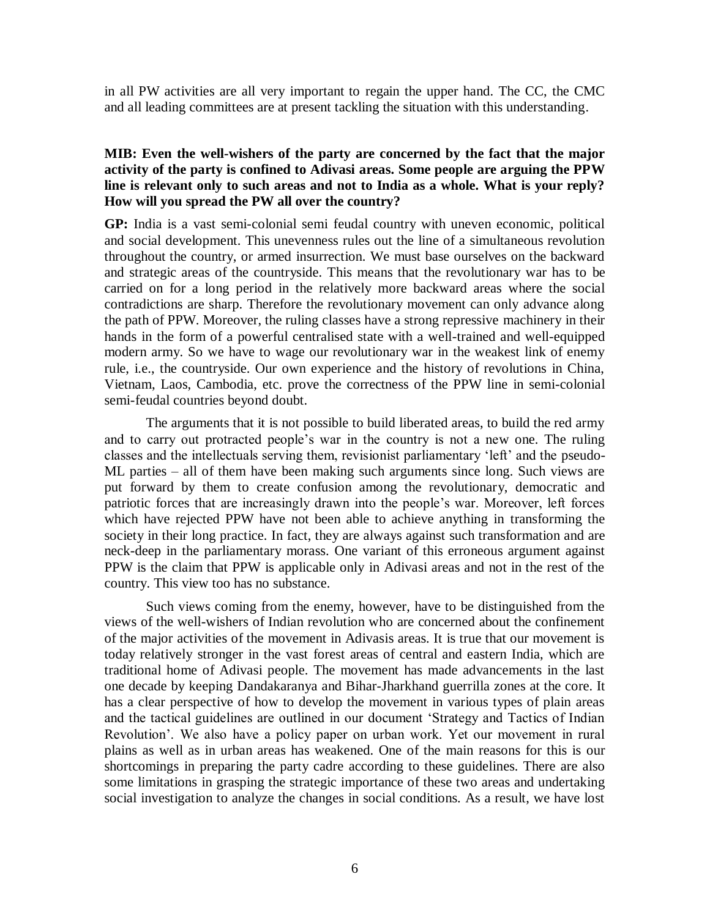in all PW activities are all very important to regain the upper hand. The CC, the CMC and all leading committees are at present tackling the situation with this understanding.

**MIB: Even the well-wishers of the party are concerned by the fact that the major activity of the party is confined to Adivasi areas. Some people are arguing the PPW line is relevant only to such areas and not to India as a whole. What is your reply? How will you spread the PW all over the country?**

**GP:** India is a vast semi-colonial semi feudal country with uneven economic, political and social development. This unevenness rules out the line of a simultaneous revolution throughout the country, or armed insurrection. We must base ourselves on the backward and strategic areas of the countryside. This means that the revolutionary war has to be carried on for a long period in the relatively more backward areas where the social contradictions are sharp. Therefore the revolutionary movement can only advance along the path of PPW. Moreover, the ruling classes have a strong repressive machinery in their hands in the form of a powerful centralised state with a well-trained and well-equipped modern army. So we have to wage our revolutionary war in the weakest link of enemy rule, i.e., the countryside. Our own experience and the history of revolutions in China, Vietnam, Laos, Cambodia, etc. prove the correctness of the PPW line in semi-colonial semi-feudal countries beyond doubt.

The arguments that it is not possible to build liberated areas, to build the red army and to carry out protracted people's war in the country is not a new one. The ruling classes and the intellectuals serving them, revisionist parliamentary 'left' and the pseudo-ML parties – all of them have been making such arguments since long. Such views are put forward by them to create confusion among the revolutionary, democratic and patriotic forces that are increasingly drawn into the people's war. Moreover, left forces which have rejected PPW have not been able to achieve anything in transforming the society in their long practice. In fact, they are always against such transformation and are neck-deep in the parliamentary morass. One variant of this erroneous argument against PPW is the claim that PPW is applicable only in Adivasi areas and not in the rest of the country. This view too has no substance.

Such views coming from the enemy, however, have to be distinguished from the views of the well-wishers of Indian revolution who are concerned about the confinement of the major activities of the movement in Adivasis areas. It is true that our movement is today relatively stronger in the vast forest areas of central and eastern India, which are traditional home of Adivasi people. The movement has made advancements in the last one decade by keeping Dandakaranya and Bihar-Jharkhand guerrilla zones at the core. It has a clear perspective of how to develop the movement in various types of plain areas and the tactical guidelines are outlined in our document 'Strategy and Tactics of Indian Revolution'. We also have a policy paper on urban work. Yet our movement in rural plains as well as in urban areas has weakened. One of the main reasons for this is our shortcomings in preparing the party cadre according to these guidelines. There are also some limitations in grasping the strategic importance of these two areas and undertaking social investigation to analyze the changes in social conditions. As a result, we have lost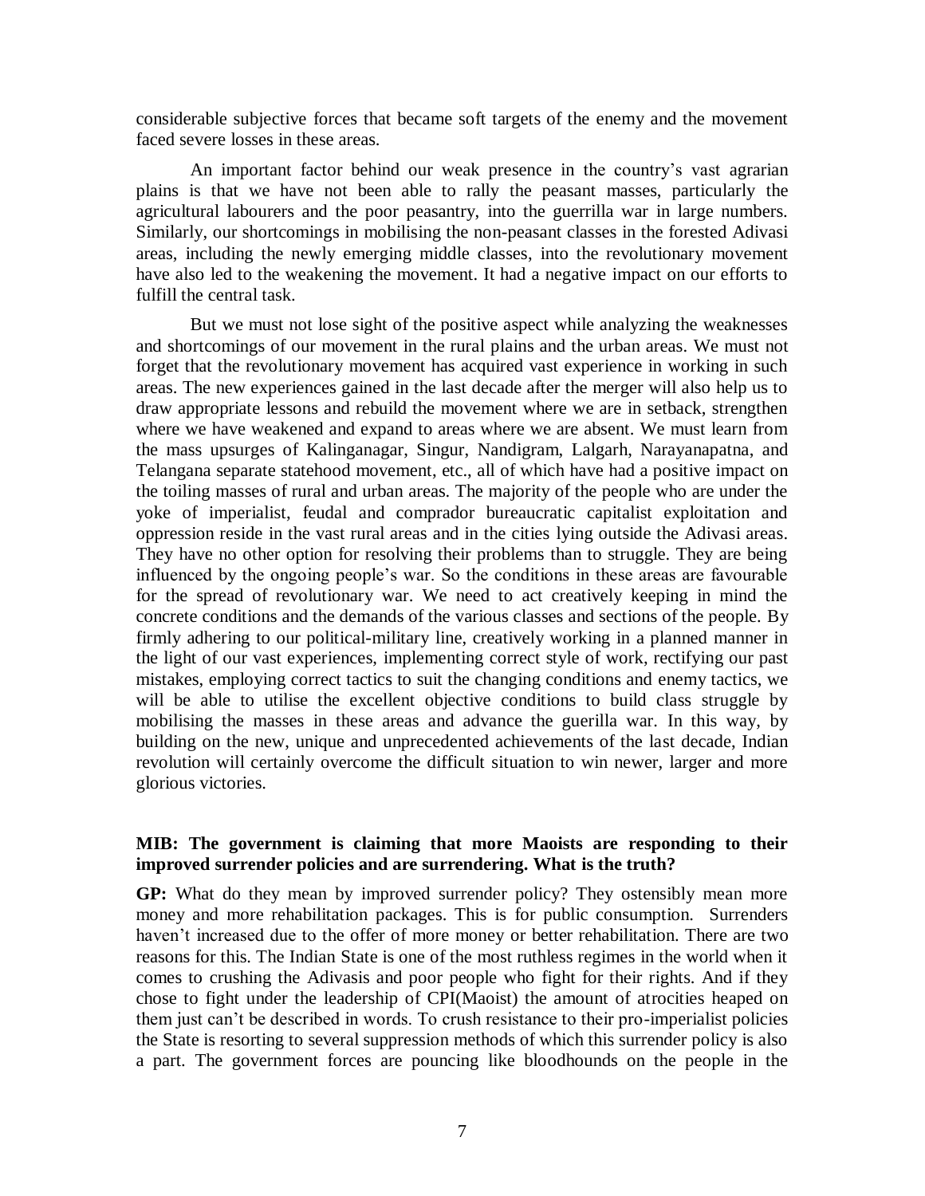considerable subjective forces that became soft targets of the enemy and the movement faced severe losses in these areas.

An important factor behind our weak presence in the country's vast agrarian plains is that we have not been able to rally the peasant masses, particularly the agricultural labourers and the poor peasantry, into the guerrilla war in large numbers. Similarly, our shortcomings in mobilising the non-peasant classes in the forested Adivasi areas, including the newly emerging middle classes, into the revolutionary movement have also led to the weakening the movement. It had a negative impact on our efforts to fulfill the central task.

But we must not lose sight of the positive aspect while analyzing the weaknesses and shortcomings of our movement in the rural plains and the urban areas. We must not forget that the revolutionary movement has acquired vast experience in working in such areas. The new experiences gained in the last decade after the merger will also help us to draw appropriate lessons and rebuild the movement where we are in setback, strengthen where we have weakened and expand to areas where we are absent. We must learn from the mass upsurges of Kalinganagar, Singur, Nandigram, Lalgarh, Narayanapatna, and Telangana separate statehood movement, etc., all of which have had a positive impact on the toiling masses of rural and urban areas. The majority of the people who are under the yoke of imperialist, feudal and comprador bureaucratic capitalist exploitation and oppression reside in the vast rural areas and in the cities lying outside the Adivasi areas. They have no other option for resolving their problems than to struggle. They are being influenced by the ongoing people's war. So the conditions in these areas are favourable for the spread of revolutionary war. We need to act creatively keeping in mind the concrete conditions and the demands of the various classes and sections of the people. By firmly adhering to our political-military line, creatively working in a planned manner in the light of our vast experiences, implementing correct style of work, rectifying our past mistakes, employing correct tactics to suit the changing conditions and enemy tactics, we will be able to utilise the excellent objective conditions to build class struggle by mobilising the masses in these areas and advance the guerilla war. In this way, by building on the new, unique and unprecedented achievements of the last decade, Indian revolution will certainly overcome the difficult situation to win newer, larger and more glorious victories.

**MIB: The government is claiming that more Maoists are responding to their improved surrender policies and are surrendering. What is the truth?**

**GP:** What do they mean by improved surrender policy? They ostensibly mean more money and more rehabilitation packages. This is for public consumption. Surrenders haven't increased due to the offer of more money or better rehabilitation. There are two reasons for this. The Indian State is one of the most ruthless regimes in the world when it comes to crushing the Adivasis and poor people who fight for their rights. And if they chose to fight under the leadership of CPI(Maoist) the amount of atrocities heaped on them just can't be described in words. To crush resistance to their pro-imperialist policies the State is resorting to several suppression methods of which this surrender policy is also a part. The government forces are pouncing like bloodhounds on the people in the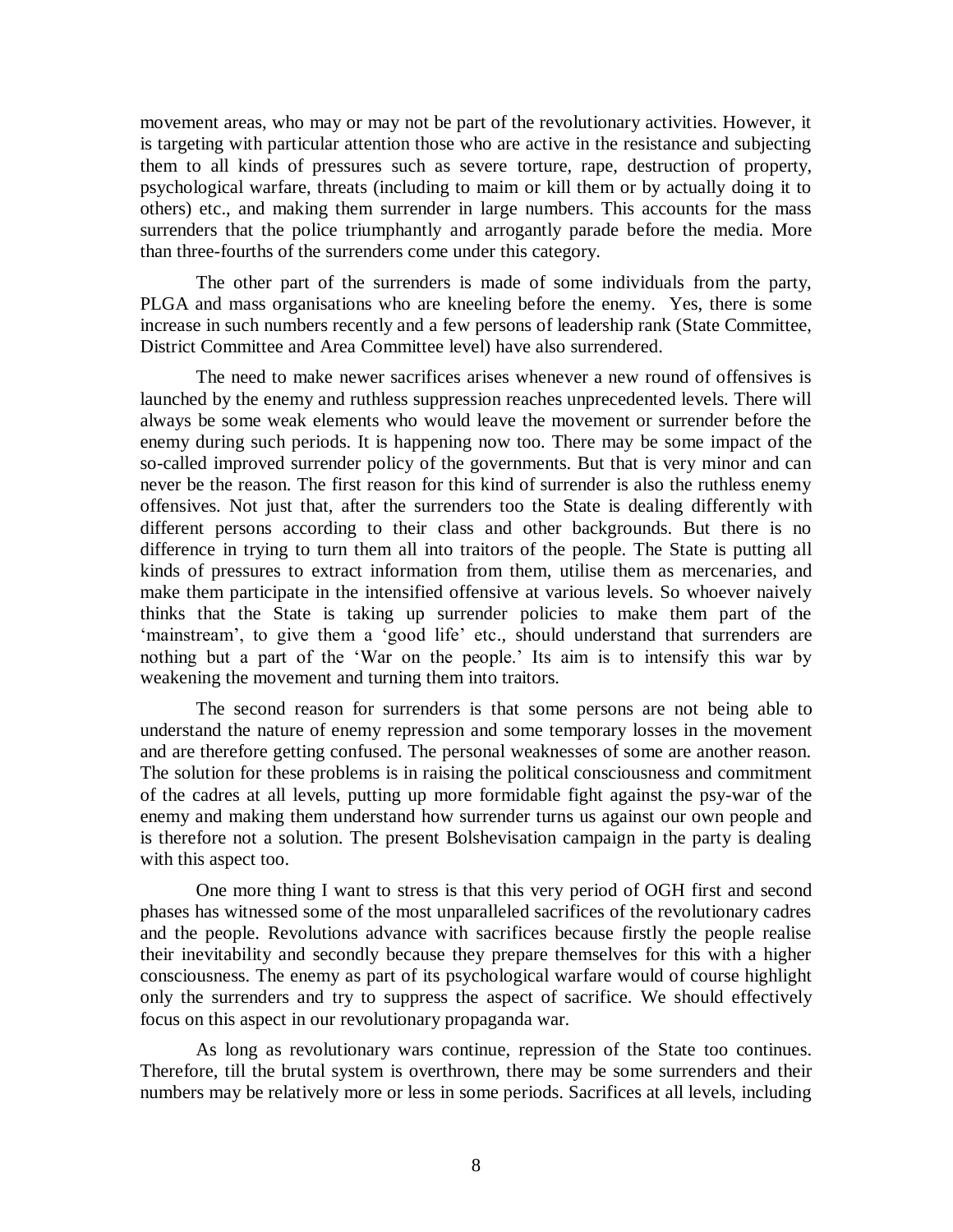movement areas, who may or may not be part of the revolutionary activities. However, it is targeting with particular attention those who are active in the resistance and subjecting them to all kinds of pressures such as severe torture, rape, destruction of property, psychological warfare, threats (including to maim or kill them or by actually doing it to others) etc., and making them surrender in large numbers. This accounts for the mass surrenders that the police triumphantly and arrogantly parade before the media. More than three-fourths of the surrenders come under this category.

The other part of the surrenders is made of some individuals from the party, PLGA and mass organisations who are kneeling before the enemy. Yes, there is some increase in such numbers recently and a few persons of leadership rank (State Committee, District Committee and Area Committee level) have also surrendered.

The need to make newer sacrifices arises whenever a new round of offensives is launched by the enemy and ruthless suppression reaches unprecedented levels. There will always be some weak elements who would leave the movement or surrender before the enemy during such periods. It is happening now too. There may be some impact of the so-called improved surrender policy of the governments. But that is very minor and can never be the reason. The first reason for this kind of surrender is also the ruthless enemy offensives. Not just that, after the surrenders too the State is dealing differently with different persons according to their class and other backgrounds. But there is no difference in trying to turn them all into traitors of the people. The State is putting all kinds of pressures to extract information from them, utilise them as mercenaries, and make them participate in the intensified offensive at various levels. So whoever naively thinks that the State is taking up surrender policies to make them part of the 'mainstream', to give them a 'good life' etc., should understand that surrenders are nothing but a part of the 'War on the people.' Its aim is to intensify this war by weakening the movement and turning them into traitors.

The second reason for surrenders is that some persons are not being able to understand the nature of enemy repression and some temporary losses in the movement and are therefore getting confused. The personal weaknesses of some are another reason. The solution for these problems is in raising the political consciousness and commitment of the cadres at all levels, putting up more formidable fight against the psy-war of the enemy and making them understand how surrender turns us against our own people and is therefore not a solution. The present Bolshevisation campaign in the party is dealing with this aspect too.

One more thing I want to stress is that this very period of OGH first and second phases has witnessed some of the most unparalleled sacrifices of the revolutionary cadres and the people. Revolutions advance with sacrifices because firstly the people realise their inevitability and secondly because they prepare themselves for this with a higher consciousness. The enemy as part of its psychological warfare would of course highlight only the surrenders and try to suppress the aspect of sacrifice. We should effectively focus on this aspect in our revolutionary propaganda war.

As long as revolutionary wars continue, repression of the State too continues. Therefore, till the brutal system is overthrown, there may be some surrenders and their numbers may be relatively more or less in some periods. Sacrifices at all levels, including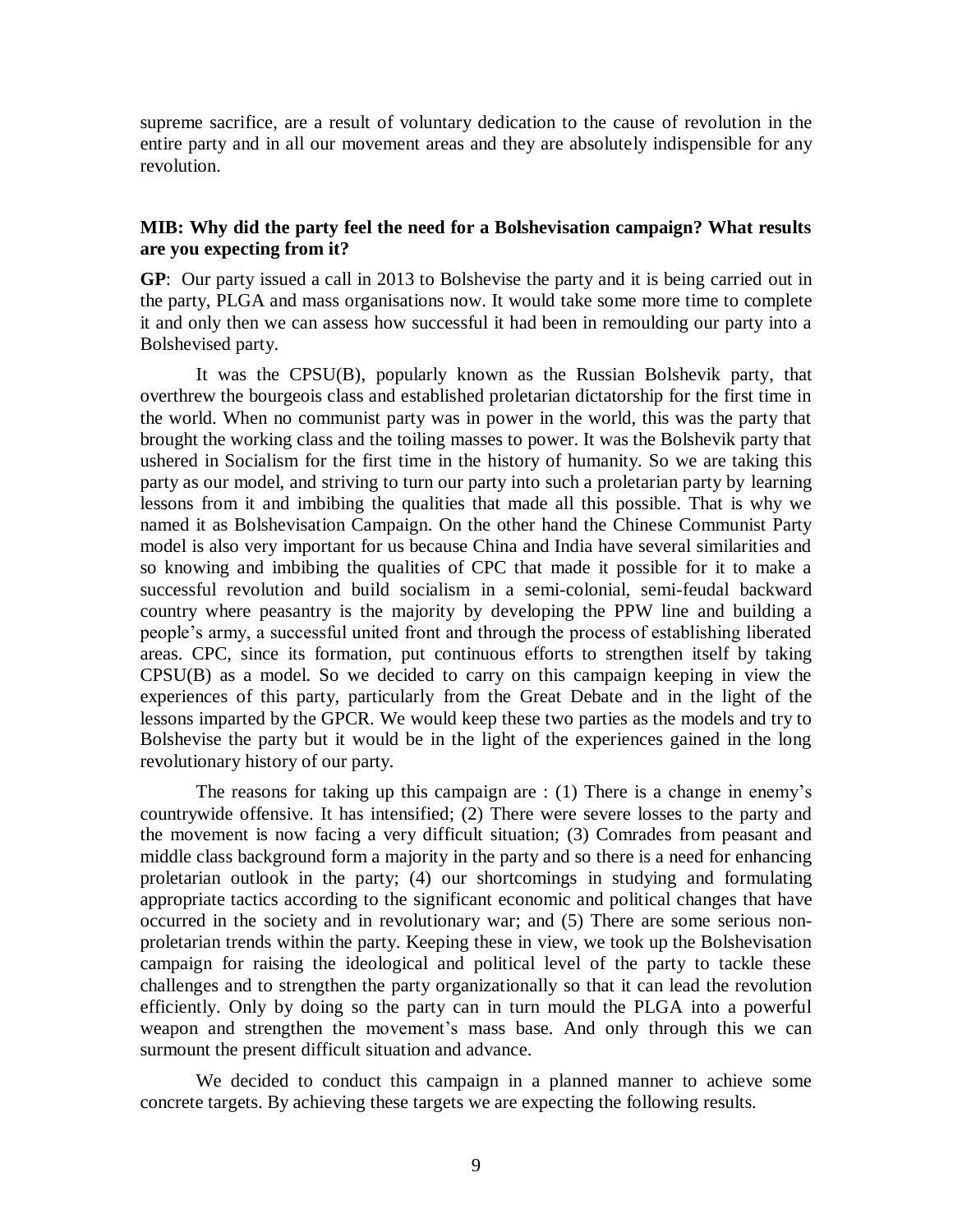supreme sacrifice, are a result of voluntary dedication to the cause of revolution in the entire party and in all our movement areas and they are absolutely indispensible for any revolution.

**MIB: Why did the party feel the need for a Bolshevisation campaign? What results are you expecting from it?**

**GP**: Our party issued a call in 2013 to Bolshevise the party and it is being carried out in the party, PLGA and mass organisations now. It would take some more time to complete it and only then we can assess how successful it had been in remoulding our party into a Bolshevised party.

It was the CPSU(B), popularly known as the Russian Bolshevik party, that overthrew the bourgeois class and established proletarian dictatorship for the first time in the world. When no communist party was in power in the world, this was the party that brought the working class and the toiling masses to power. It was the Bolshevik party that ushered in Socialism for the first time in the history of humanity. So we are taking this party as our model, and striving to turn our party into such a proletarian party by learning lessons from it and imbibing the qualities that made all this possible. That is why we named it as Bolshevisation Campaign. On the other hand the Chinese Communist Party model is also very important for us because China and India have several similarities and so knowing and imbibing the qualities of CPC that made it possible for it to make a successful revolution and build socialism in a semi-colonial, semi-feudal backward country where peasantry is the majority by developing the PPW line and building a people's army, a successful united front and through the process of establishing liberated areas. CPC, since its formation, put continuous efforts to strengthen itself by taking CPSU(B) as a model. So we decided to carry on this campaign keeping in view the experiences of this party, particularly from the Great Debate and in the light of the lessons imparted by the GPCR. We would keep these two parties as the models and try to Bolshevise the party but it would be in the light of the experiences gained in the long revolutionary history of our party.

The reasons for taking up this campaign are : (1) There is a change in enemy's countrywide offensive. It has intensified; (2) There were severe losses to the party and the movement is now facing a very difficult situation; (3) Comrades from peasant and middle class background form a majority in the party and so there is a need for enhancing proletarian outlook in the party; (4) our shortcomings in studying and formulating appropriate tactics according to the significant economic and political changes that have occurred in the society and in revolutionary war; and (5) There are some serious non-proletarian trends within the party. Keeping these in view, we took up the Bolshevisation campaign for raising the ideological and political level of the party to tackle these challenges and to strengthen the party organizationally so that it can lead the revolution efficiently. Only by doing so the party can in turn mould the PLGA into a powerful weapon and strengthen the movement's mass base. And only through this we can surmount the present difficult situation and advance.

We decided to conduct this campaign in a planned manner to achieve some concrete targets. By achieving these targets we are expecting the following results.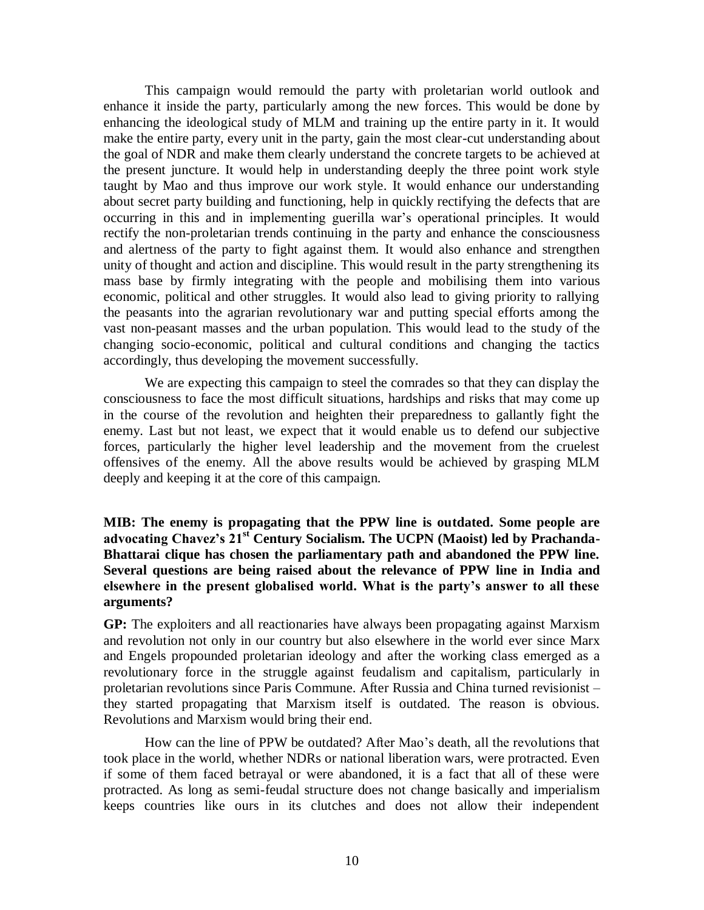This campaign would remould the party with proletarian world outlook and enhance it inside the party, particularly among the new forces. This would be done by enhancing the ideological study of MLM and training up the entire party in it. It would make the entire party, every unit in the party, gain the most clear-cut understanding about the goal of NDR and make them clearly understand the concrete targets to be achieved at the present juncture. It would help in understanding deeply the three point work style taught by Mao and thus improve our work style. It would enhance our understanding about secret party building and functioning, help in quickly rectifying the defects that are occurring in this and in implementing guerilla war's operational principles. It would rectify the non-proletarian trends continuing in the party and enhance the consciousness and alertness of the party to fight against them. It would also enhance and strengthen unity of thought and action and discipline. This would result in the party strengthening its mass base by firmly integrating with the people and mobilising them into various economic, political and other struggles. It would also lead to giving priority to rallying the peasants into the agrarian revolutionary war and putting special efforts among the vast non-peasant masses and the urban population. This would lead to the study of the changing socio-economic, political and cultural conditions and changing the tactics accordingly, thus developing the movement successfully.

We are expecting this campaign to steel the comrades so that they can display the consciousness to face the most difficult situations, hardships and risks that may come up in the course of the revolution and heighten their preparedness to gallantly fight the enemy. Last but not least, we expect that it would enable us to defend our subjective forces, particularly the higher level leadership and the movement from the cruelest offensives of the enemy. All the above results would be achieved by grasping MLM deeply and keeping it at the core of this campaign.

**MIB: The enemy is propagating that the PPW line is outdated. Some people are advocating Chavez's 21st Century Socialism. The UCPN (Maoist) led by Prachanda-Bhattarai clique has chosen the parliamentary path and abandoned the PPW line. Several questions are being raised about the relevance of PPW line in India and elsewhere in the present globalised world. What is the party's answer to all these arguments?**

**GP:** The exploiters and all reactionaries have always been propagating against Marxism and revolution not only in our country but also elsewhere in the world ever since Marx and Engels propounded proletarian ideology and after the working class emerged as a revolutionary force in the struggle against feudalism and capitalism, particularly in proletarian revolutions since Paris Commune. After Russia and China turned revisionist – they started propagating that Marxism itself is outdated. The reason is obvious. Revolutions and Marxism would bring their end.

How can the line of PPW be outdated? After Mao's death, all the revolutions that took place in the world, whether NDRs or national liberation wars, were protracted. Even if some of them faced betrayal or were abandoned, it is a fact that all of these were protracted. As long as semi-feudal structure does not change basically and imperialism keeps countries like ours in its clutches and does not allow their independent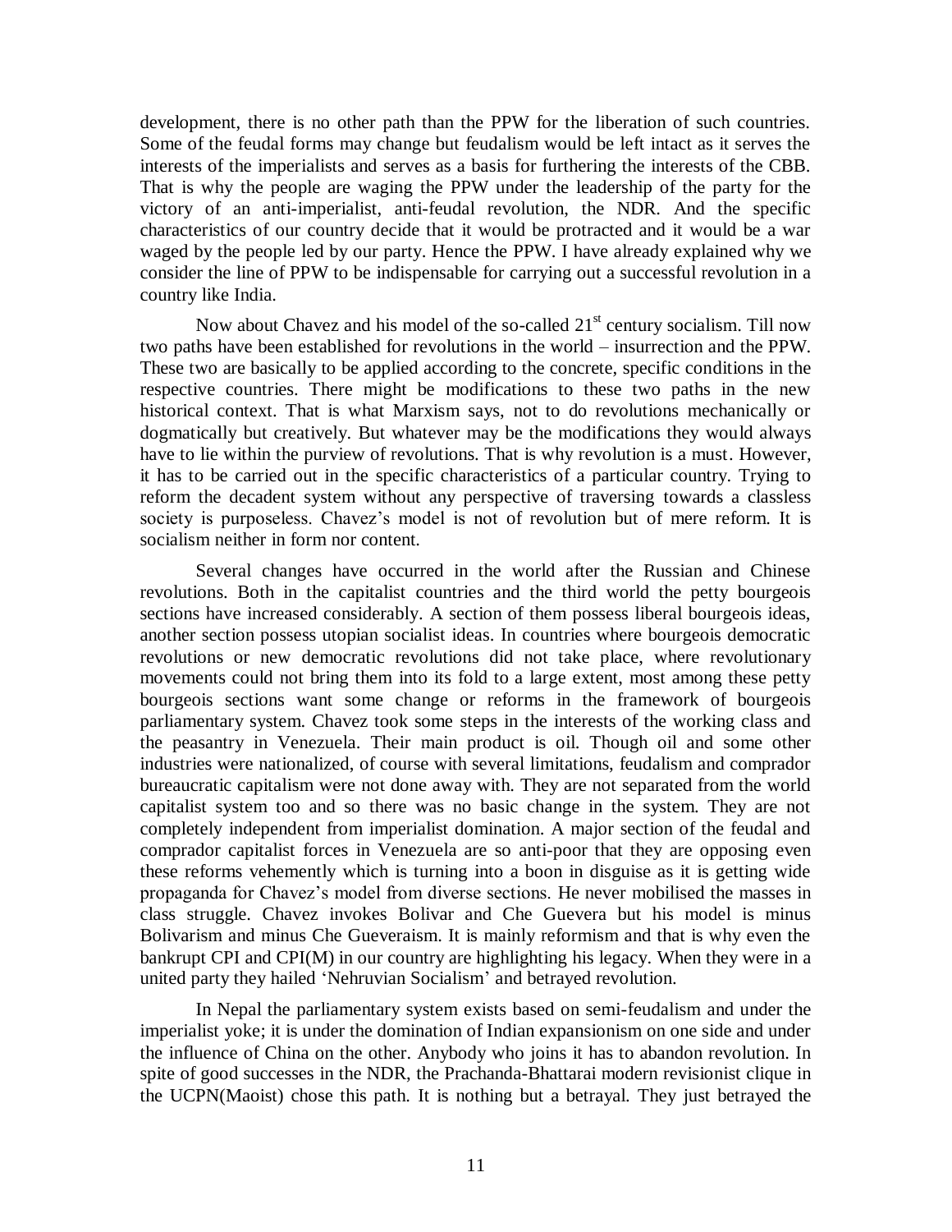development, there is no other path than the PPW for the liberation of such countries. Some of the feudal forms may change but feudalism would be left intact as it serves the interests of the imperialists and serves as a basis for furthering the interests of the CBB. That is why the people are waging the PPW under the leadership of the party for the victory of an anti-imperialist, anti-feudal revolution, the NDR. And the specific characteristics of our country decide that it would be protracted and it would be a war waged by the people led by our party. Hence the PPW. I have already explained why we consider the line of PPW to be indispensable for carrying out a successful revolution in a country like India.

Now about Chavez and his model of the so-called 21st century socialism. Till now two paths have been established for revolutions in the world – insurrection and the PPW. These two are basically to be applied according to the concrete, specific conditions in the respective countries. There might be modifications to these two paths in the new historical context. That is what Marxism says, not to do revolutions mechanically or dogmatically but creatively. But whatever may be the modifications they would always have to lie within the purview of revolutions. That is why revolution is a must. However, it has to be carried out in the specific characteristics of a particular country. Trying to reform the decadent system without any perspective of traversing towards a classless society is purposeless. Chavez's model is not of revolution but of mere reform. It is socialism neither in form nor content.

Several changes have occurred in the world after the Russian and Chinese revolutions. Both in the capitalist countries and the third world the petty bourgeois sections have increased considerably. A section of them possess liberal bourgeois ideas, another section possess utopian socialist ideas. In countries where bourgeois democratic revolutions or new democratic revolutions did not take place, where revolutionary movements could not bring them into its fold to a large extent, most among these petty bourgeois sections want some change or reforms in the framework of bourgeois parliamentary system. Chavez took some steps in the interests of the working class and the peasantry in Venezuela. Their main product is oil. Though oil and some other industries were nationalized, of course with several limitations, feudalism and comprador bureaucratic capitalism were not done away with. They are not separated from the world capitalist system too and so there was no basic change in the system. They are not completely independent from imperialist domination. A major section of the feudal and comprador capitalist forces in Venezuela are so anti-poor that they are opposing even these reforms vehemently which is turning into a boon in disguise as it is getting wide propaganda for Chavez's model from diverse sections. He never mobilised the masses in class struggle. Chavez invokes Bolivar and Che Guevera but his model is minus Bolivarism and minus Che Gueveraism. It is mainly reformism and that is why even the bankrupt CPI and CPI(M) in our country are highlighting his legacy. When they were in a united party they hailed 'Nehruvian Socialism' and betrayed revolution.

In Nepal the parliamentary system exists based on semi-feudalism and under the imperialist yoke; it is under the domination of Indian expansionism on one side and under the influence of China on the other. Anybody who joins it has to abandon revolution. In spite of good successes in the NDR, the Prachanda-Bhattarai modern revisionist clique in the UCPN(Maoist) chose this path. It is nothing but a betrayal. They just betrayed the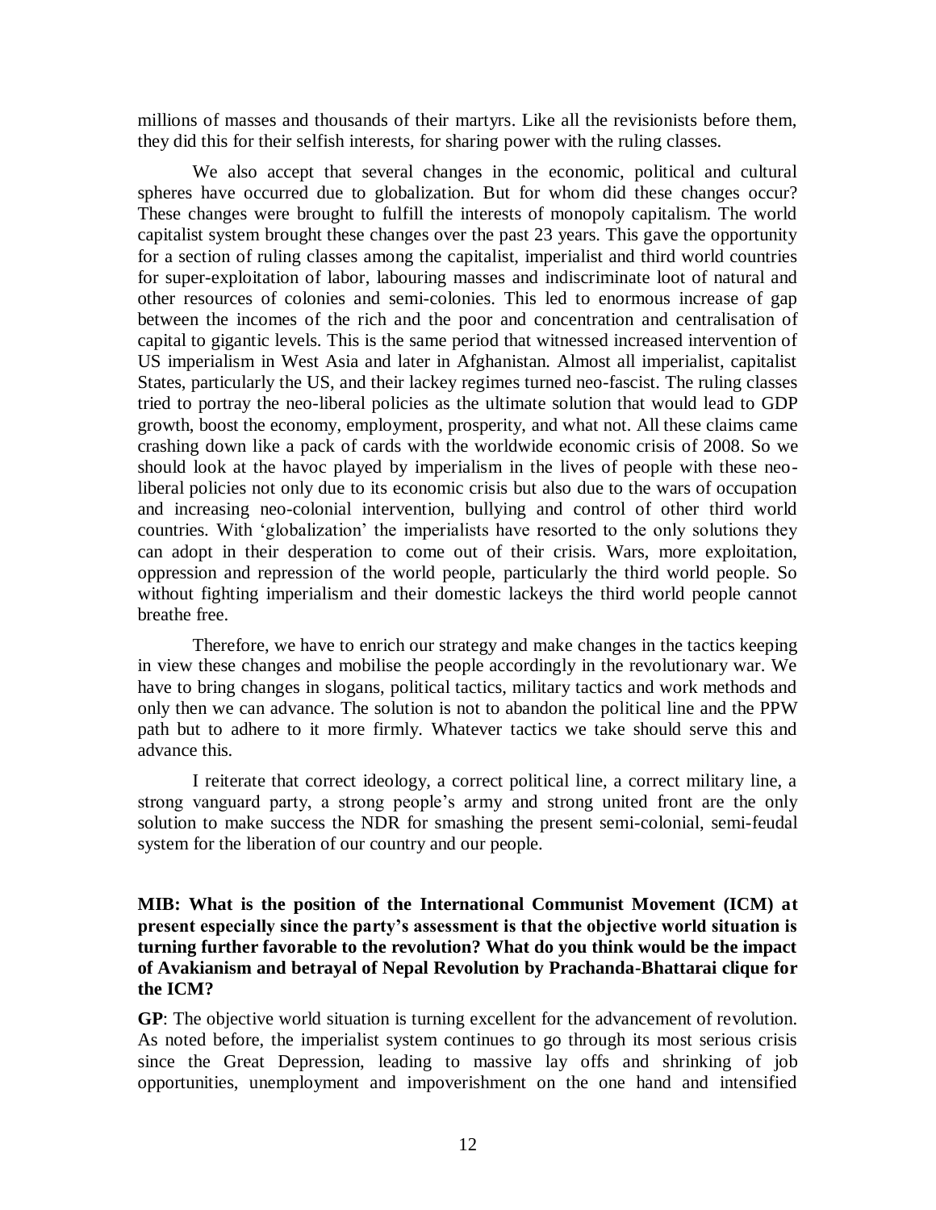millions of masses and thousands of their martyrs. Like all the revisionists before them, they did this for their selfish interests, for sharing power with the ruling classes.

We also accept that several changes in the economic, political and cultural spheres have occurred due to globalization. But for whom did these changes occur? These changes were brought to fulfill the interests of monopoly capitalism. The world capitalist system brought these changes over the past 23 years. This gave the opportunity for a section of ruling classes among the capitalist, imperialist and third world countries for super-exploitation of labor, labouring masses and indiscriminate loot of natural and other resources of colonies and semi-colonies. This led to enormous increase of gap between the incomes of the rich and the poor and concentration and centralisation of capital to gigantic levels. This is the same period that witnessed increased intervention of US imperialism in West Asia and later in Afghanistan. Almost all imperialist, capitalist States, particularly the US, and their lackey regimes turned neo-fascist. The ruling classes tried to portray the neo-liberal policies as the ultimate solution that would lead to GDP growth, boost the economy, employment, prosperity, and what not. All these claims came crashing down like a pack of cards with the worldwide economic crisis of 2008. So we should look at the havoc played by imperialism in the lives of people with these neo-liberal policies not only due to its economic crisis but also due to the wars of occupation and increasing neo-colonial intervention, bullying and control of other third world countries. With 'globalization' the imperialists have resorted to the only solutions they can adopt in their desperation to come out of their crisis. Wars, more exploitation, oppression and repression of the world people, particularly the third world people. So without fighting imperialism and their domestic lackeys the third world people cannot breathe free.

Therefore, we have to enrich our strategy and make changes in the tactics keeping in view these changes and mobilise the people accordingly in the revolutionary war. We have to bring changes in slogans, political tactics, military tactics and work methods and only then we can advance. The solution is not to abandon the political line and the PPW path but to adhere to it more firmly. Whatever tactics we take should serve this and advance this.

I reiterate that correct ideology, a correct political line, a correct military line, a strong vanguard party, a strong people's army and strong united front are the only solution to make success the NDR for smashing the present semi-colonial, semi-feudal system for the liberation of our country and our people.

**MIB: What is the position of the International Communist Movement (ICM) at present especially since the party's assessment is that the objective world situation is turning further favorable to the revolution? What do you think would be the impact of Avakianism and betrayal of Nepal Revolution by Prachanda-Bhattarai clique for the ICM?**

**GP**: The objective world situation is turning excellent for the advancement of revolution. As noted before, the imperialist system continues to go through its most serious crisis since the Great Depression, leading to massive lay offs and shrinking of job opportunities, unemployment and impoverishment on the one hand and intensified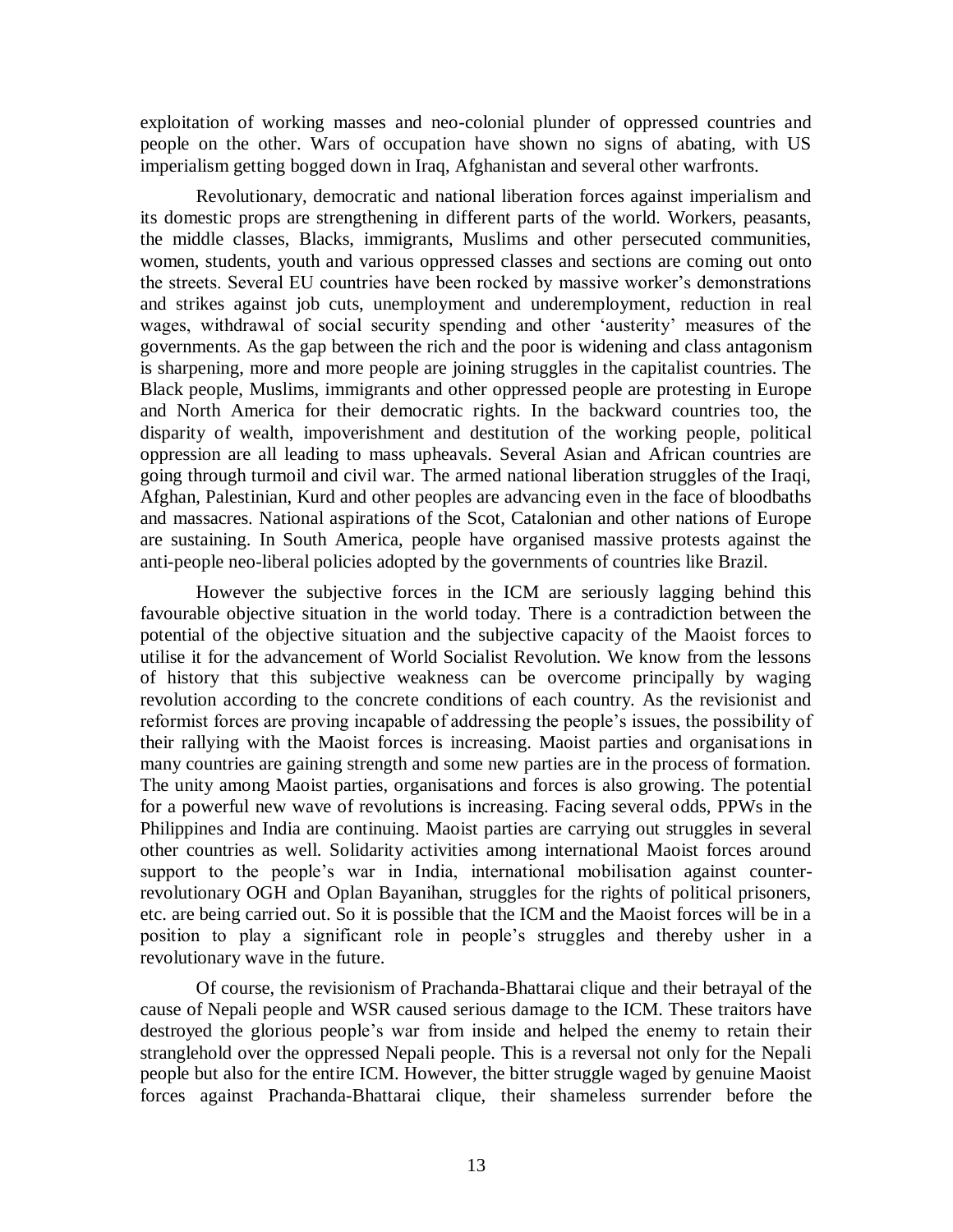exploitation of working masses and neo-colonial plunder of oppressed countries and people on the other. Wars of occupation have shown no signs of abating, with US imperialism getting bogged down in Iraq, Afghanistan and several other warfronts.

Revolutionary, democratic and national liberation forces against imperialism and its domestic props are strengthening in different parts of the world. Workers, peasants, the middle classes, Blacks, immigrants, Muslims and other persecuted communities, women, students, youth and various oppressed classes and sections are coming out onto the streets. Several EU countries have been rocked by massive worker's demonstrations and strikes against job cuts, unemployment and underemployment, reduction in real wages, withdrawal of social security spending and other 'austerity' measures of the governments. As the gap between the rich and the poor is widening and class antagonism is sharpening, more and more people are joining struggles in the capitalist countries. The Black people, Muslims, immigrants and other oppressed people are protesting in Europe and North America for their democratic rights. In the backward countries too, the disparity of wealth, impoverishment and destitution of the working people, political oppression are all leading to mass upheavals. Several Asian and African countries are going through turmoil and civil war. The armed national liberation struggles of the Iraqi, Afghan, Palestinian, Kurd and other peoples are advancing even in the face of bloodbaths and massacres. National aspirations of the Scot, Catalonian and other nations of Europe are sustaining. In South America, people have organised massive protests against the anti-people neo-liberal policies adopted by the governments of countries like Brazil.

However the subjective forces in the ICM are seriously lagging behind this favourable objective situation in the world today. There is a contradiction between the potential of the objective situation and the subjective capacity of the Maoist forces to utilise it for the advancement of World Socialist Revolution. We know from the lessons of history that this subjective weakness can be overcome principally by waging revolution according to the concrete conditions of each country. As the revisionist and reformist forces are proving incapable of addressing the people's issues, the possibility of their rallying with the Maoist forces is increasing. Maoist parties and organisations in many countries are gaining strength and some new parties are in the process of formation. The unity among Maoist parties, organisations and forces is also growing. The potential for a powerful new wave of revolutions is increasing. Facing several odds, PPWs in the Philippines and India are continuing. Maoist parties are carrying out struggles in several other countries as well. Solidarity activities among international Maoist forces around support to the people's war in India, international mobilisation against counter-revolutionary OGH and Oplan Bayanihan, struggles for the rights of political prisoners, etc. are being carried out. So it is possible that the ICM and the Maoist forces will be in a position to play a significant role in people's struggles and thereby usher in a revolutionary wave in the future.

Of course, the revisionism of Prachanda-Bhattarai clique and their betrayal of the cause of Nepali people and WSR caused serious damage to the ICM. These traitors have destroyed the glorious people's war from inside and helped the enemy to retain their stranglehold over the oppressed Nepali people. This is a reversal not only for the Nepali people but also for the entire ICM. However, the bitter struggle waged by genuine Maoist forces against Prachanda-Bhattarai clique, their shameless surrender before the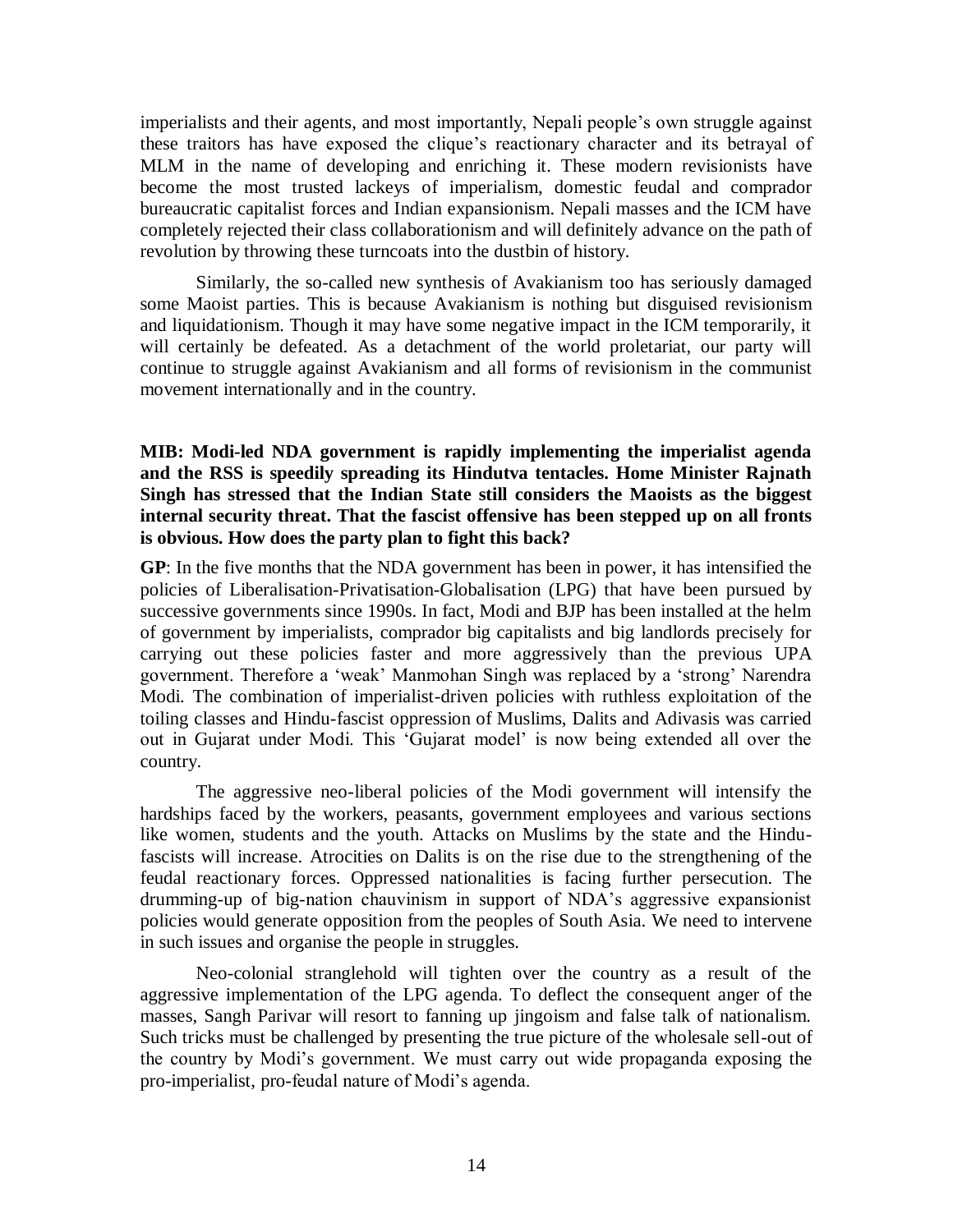imperialists and their agents, and most importantly, Nepali people's own struggle against these traitors has have exposed the clique's reactionary character and its betrayal of MLM in the name of developing and enriching it. These modern revisionists have become the most trusted lackeys of imperialism, domestic feudal and comprador bureaucratic capitalist forces and Indian expansionism. Nepali masses and the ICM have completely rejected their class collaborationism and will definitely advance on the path of revolution by throwing these turncoats into the dustbin of history.

Similarly, the so-called new synthesis of Avakianism too has seriously damaged some Maoist parties. This is because Avakianism is nothing but disguised revisionism and liquidationism. Though it may have some negative impact in the ICM temporarily, it will certainly be defeated. As a detachment of the world proletariat, our party will continue to struggle against Avakianism and all forms of revisionism in the communist movement internationally and in the country.

**MIB: Modi-led NDA government is rapidly implementing the imperialist agenda and the RSS is speedily spreading its Hindutva tentacles. Home Minister Rajnath Singh has stressed that the Indian State still considers the Maoists as the biggest internal security threat. That the fascist offensive has been stepped up on all fronts is obvious. How does the party plan to fight this back?**

**GP**: In the five months that the NDA government has been in power, it has intensified the policies of Liberalisation-Privatisation-Globalisation (LPG) that have been pursued by successive governments since 1990s. In fact, Modi and BJP has been installed at the helm of government by imperialists, comprador big capitalists and big landlords precisely for carrying out these policies faster and more aggressively than the previous UPA government. Therefore a 'weak' Manmohan Singh was replaced by a 'strong' Narendra Modi. The combination of imperialist-driven policies with ruthless exploitation of the toiling classes and Hindu-fascist oppression of Muslims, Dalits and Adivasis was carried out in Gujarat under Modi. This 'Gujarat model' is now being extended all over the country.

The aggressive neo-liberal policies of the Modi government will intensify the hardships faced by the workers, peasants, government employees and various sections like women, students and the youth. Attacks on Muslims by the state and the Hindu-fascists will increase. Atrocities on Dalits is on the rise due to the strengthening of the feudal reactionary forces. Oppressed nationalities is facing further persecution. The drumming-up of big-nation chauvinism in support of NDA's aggressive expansionist policies would generate opposition from the peoples of South Asia. We need to intervene in such issues and organise the people in struggles.

Neo-colonial stranglehold will tighten over the country as a result of the aggressive implementation of the LPG agenda. To deflect the consequent anger of the masses, Sangh Parivar will resort to fanning up jingoism and false talk of nationalism. Such tricks must be challenged by presenting the true picture of the wholesale sell-out of the country by Modi's government. We must carry out wide propaganda exposing the pro-imperialist, pro-feudal nature of Modi's agenda.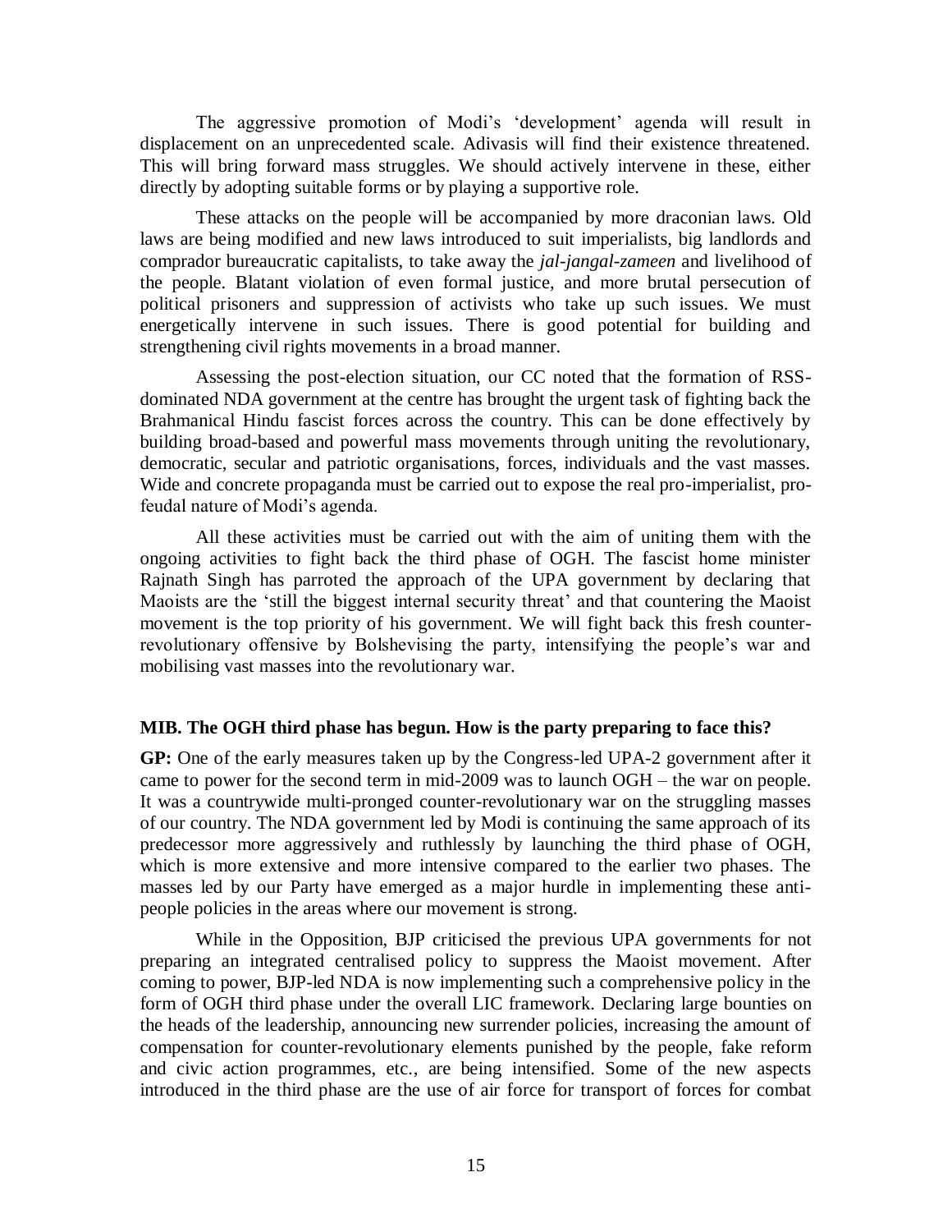The aggressive promotion of Modi's 'development' agenda will result in displacement on an unprecedented scale. Adivasis will find their existence threatened. This will bring forward mass struggles. We should actively intervene in these, either directly by adopting suitable forms or by playing a supportive role.

These attacks on the people will be accompanied by more draconian laws. Old laws are being modified and new laws introduced to suit imperialists, big landlords and comprador bureaucratic capitalists, to take away the *jal-jangal-zameen* and livelihood of the people. Blatant violation of even formal justice, and more brutal persecution of political prisoners and suppression of activists who take up such issues. We must energetically intervene in such issues. There is good potential for building and strengthening civil rights movements in a broad manner.

Assessing the post-election situation, our CC noted that the formation of RSS-dominated NDA government at the centre has brought the urgent task of fighting back the Brahmanical Hindu fascist forces across the country. This can be done effectively by building broad-based and powerful mass movements through uniting the revolutionary, democratic, secular and patriotic organisations, forces, individuals and the vast masses. Wide and concrete propaganda must be carried out to expose the real pro-imperialist, pro-feudal nature of Modi's agenda.

All these activities must be carried out with the aim of uniting them with the ongoing activities to fight back the third phase of OGH. The fascist home minister Rajnath Singh has parroted the approach of the UPA government by declaring that Maoists are the 'still the biggest internal security threat' and that countering the Maoist movement is the top priority of his government. We will fight back this fresh counter-revolutionary offensive by Bolshevising the party, intensifying the people's war and mobilising vast masses into the revolutionary war.

**MIB. The OGH third phase has begun. How is the party preparing to face this?**

**GP:** One of the early measures taken up by the Congress-led UPA-2 government after it came to power for the second term in mid-2009 was to launch OGH – the war on people. It was a countrywide multi-pronged counter-revolutionary war on the struggling masses of our country. The NDA government led by Modi is continuing the same approach of its predecessor more aggressively and ruthlessly by launching the third phase of OGH, which is more extensive and more intensive compared to the earlier two phases. The masses led by our Party have emerged as a major hurdle in implementing these anti-people policies in the areas where our movement is strong.

While in the Opposition, BJP criticised the previous UPA governments for not preparing an integrated centralised policy to suppress the Maoist movement. After coming to power, BJP-led NDA is now implementing such a comprehensive policy in the form of OGH third phase under the overall LIC framework. Declaring large bounties on the heads of the leadership, announcing new surrender policies, increasing the amount of compensation for counter-revolutionary elements punished by the people, fake reform and civic action programmes, etc., are being intensified. Some of the new aspects introduced in the third phase are the use of air force for transport of forces for combat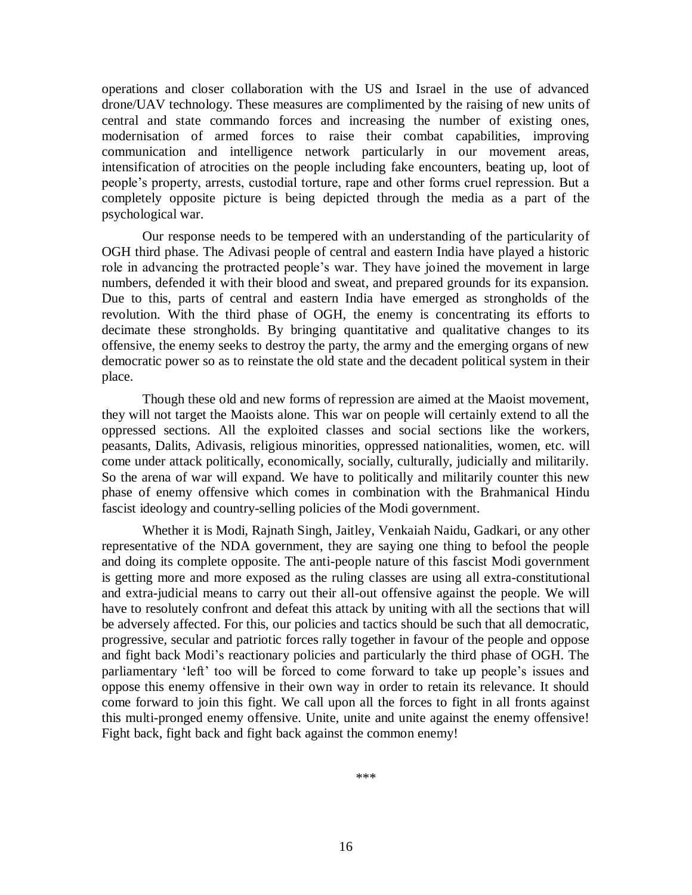operations and closer collaboration with the US and Israel in the use of advanced drone/UAV technology. These measures are complimented by the raising of new units of central and state commando forces and increasing the number of existing ones, modernisation of armed forces to raise their combat capabilities, improving communication and intelligence network particularly in our movement areas, intensification of atrocities on the people including fake encounters, beating up, loot of people's property, arrests, custodial torture, rape and other forms cruel repression. But a completely opposite picture is being depicted through the media as a part of the psychological war.

Our response needs to be tempered with an understanding of the particularity of OGH third phase. The Adivasi people of central and eastern India have played a historic role in advancing the protracted people's war. They have joined the movement in large numbers, defended it with their blood and sweat, and prepared grounds for its expansion. Due to this, parts of central and eastern India have emerged as strongholds of the revolution. With the third phase of OGH, the enemy is concentrating its efforts to decimate these strongholds. By bringing quantitative and qualitative changes to its offensive, the enemy seeks to destroy the party, the army and the emerging organs of new democratic power so as to reinstate the old state and the decadent political system in their place.

Though these old and new forms of repression are aimed at the Maoist movement, they will not target the Maoists alone. This war on people will certainly extend to all the oppressed sections. All the exploited classes and social sections like the workers, peasants, Dalits, Adivasis, religious minorities, oppressed nationalities, women, etc. will come under attack politically, economically, socially, culturally, judicially and militarily. So the arena of war will expand. We have to politically and militarily counter this new phase of enemy offensive which comes in combination with the Brahmanical Hindu fascist ideology and country-selling policies of the Modi government.

Whether it is Modi, Rajnath Singh, Jaitley, Venkaiah Naidu, Gadkari, or any other representative of the NDA government, they are saying one thing to befool the people and doing its complete opposite. The anti-people nature of this fascist Modi government is getting more and more exposed as the ruling classes are using all extra-constitutional and extra-judicial means to carry out their all-out offensive against the people. We will have to resolutely confront and defeat this attack by uniting with all the sections that will be adversely affected. For this, our policies and tactics should be such that all democratic, progressive, secular and patriotic forces rally together in favour of the people and oppose and fight back Modi's reactionary policies and particularly the third phase of OGH. The parliamentary 'left' too will be forced to come forward to take up people's issues and oppose this enemy offensive in their own way in order to retain its relevance. It should come forward to join this fight. We call upon all the forces to fight in all fronts against this multi-pronged enemy offensive. Unite, unite and unite against the enemy offensive! Fight back, fight back and fight back against the common enemy!

***